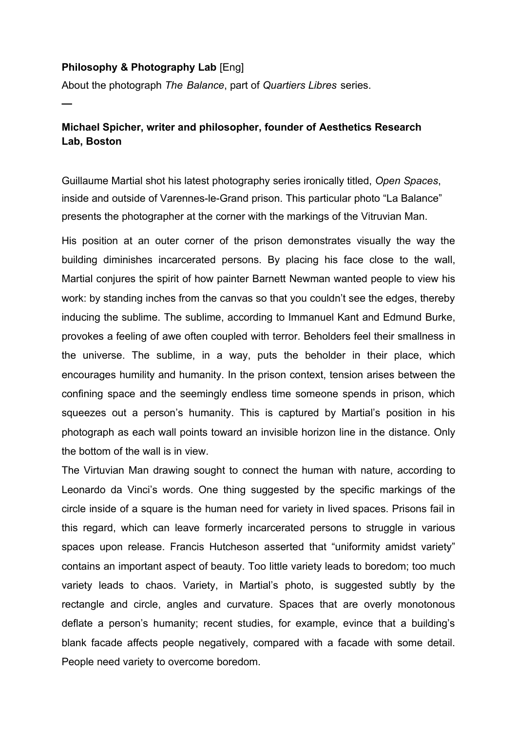**Philosophy & Photography Lab** [Eng]

About the photograph *The Balance*, part of *Quartiers Libres* series.

—

**Michael Spicher, writer and philosopher, founder of Aesthetics Research Lab, Boston**

Guillaume Martial shot his latest photography series ironically titled, *Open Spaces*, inside and outside of Varennes-le-Grand prison. This particular photo “La Balance” presents the photographer at the corner with the markings of the Vitruvian Man.

His position at an outer corner of the prison demonstrates visually the way the building diminishes incarcerated persons. By placing his face close to the wall, Martial conjures the spirit of how painter Barnett Newman wanted people to view his work: by standing inches from the canvas so that you couldn’t see the edges, thereby inducing the sublime. The sublime, according to Immanuel Kant and Edmund Burke, provokes a feeling of awe often coupled with terror. Beholders feel their smallness in the universe. The sublime, in a way, puts the beholder in their place, which encourages humility and humanity. In the prison context, tension arises between the confining space and the seemingly endless time someone spends in prison, which squeezes out a person’s humanity. This is captured by Martial’s position in his photograph as each wall points toward an invisible horizon line in the distance. Only the bottom of the wall is in view.

The Virtuvian Man drawing sought to connect the human with nature, according to Leonardo da Vinci’s words. One thing suggested by the specific markings of the circle inside of a square is the human need for variety in lived spaces. Prisons fail in this regard, which can leave formerly incarcerated persons to struggle in various spaces upon release. Francis Hutcheson asserted that “uniformity amidst variety” contains an important aspect of beauty. Too little variety leads to boredom; too much variety leads to chaos. Variety, in Martial’s photo, is suggested subtly by the rectangle and circle, angles and curvature. Spaces that are overly monotonous deflate a person’s humanity; recent studies, for example, evince that a building’s blank facade affects people negatively, compared with a facade with some detail. People need variety to overcome boredom.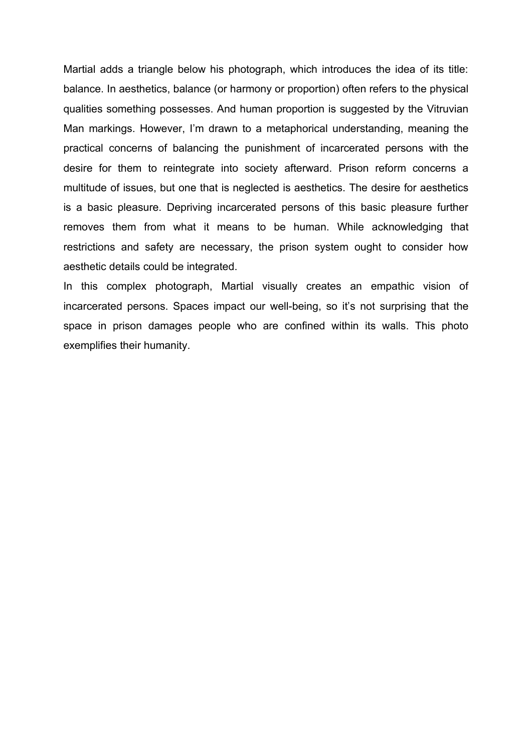Martial adds a triangle below his photograph, which introduces the idea of its title: balance. In aesthetics, balance (or harmony or proportion) often refers to the physical qualities something possesses. And human proportion is suggested by the Vitruvian Man markings. However, I'm drawn to a metaphorical understanding, meaning the practical concerns of balancing the punishment of incarcerated persons with the desire for them to reintegrate into society afterward. Prison reform concerns a multitude of issues, but one that is neglected is aesthetics. The desire for aesthetics is a basic pleasure. Depriving incarcerated persons of this basic pleasure further removes them from what it means to be human. While acknowledging that restrictions and safety are necessary, the prison system ought to consider how aesthetic details could be integrated.

In this complex photograph, Martial visually creates an empathic vision of incarcerated persons. Spaces impact our well-being, so it's not surprising that the space in prison damages people who are confined within its walls. This photo exemplifies their humanity.